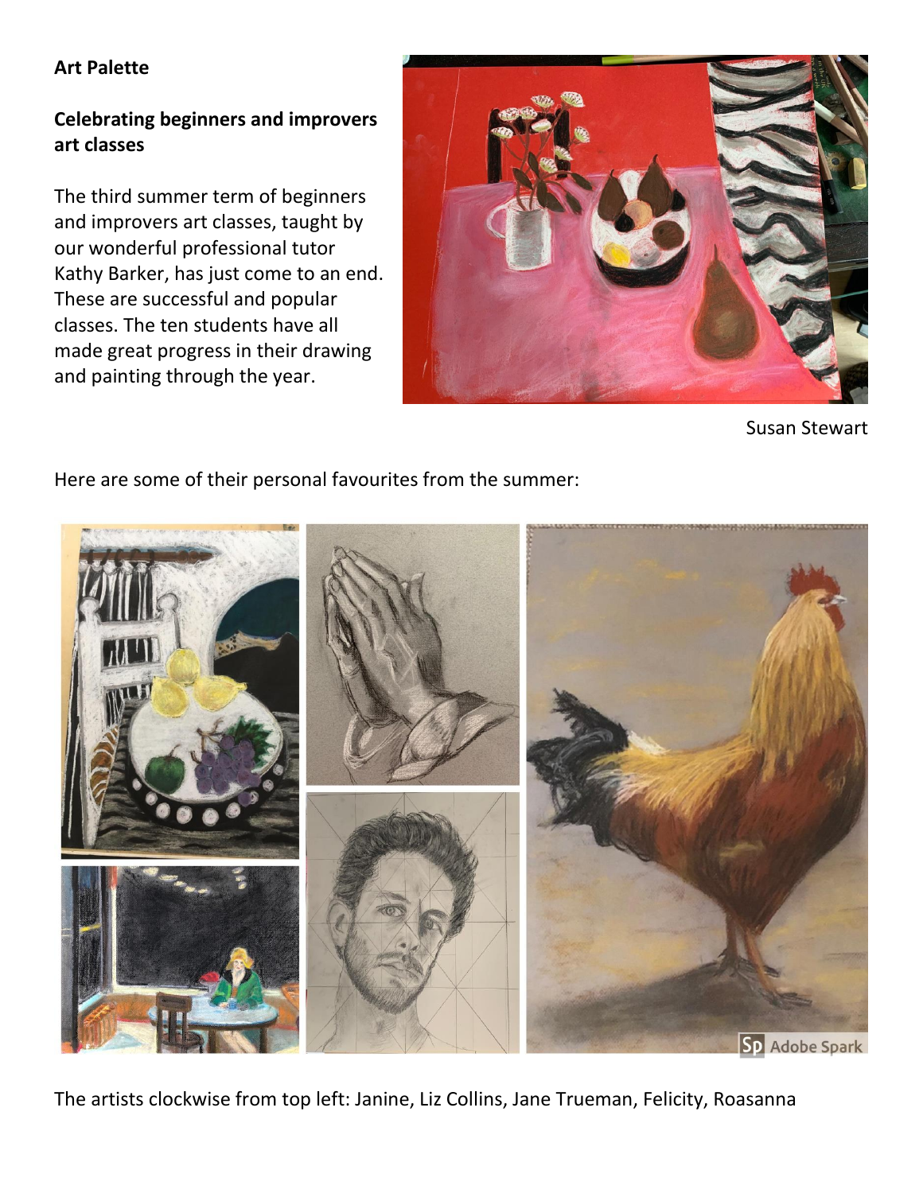**Art Palette**

**Celebrating beginners and improvers art classes**

The third summer term of beginners and improvers art classes, taught by our wonderful professional tutor Kathy Barker, has just come to an end. These are successful and popular classes. The ten students have all made great progress in their drawing and painting through the year.

Susan Stewart

Here are some of their personal favourites from the summer:

The artists clockwise from top left: Janine, Liz Collins, Jane Trueman, Felicity, Roasanna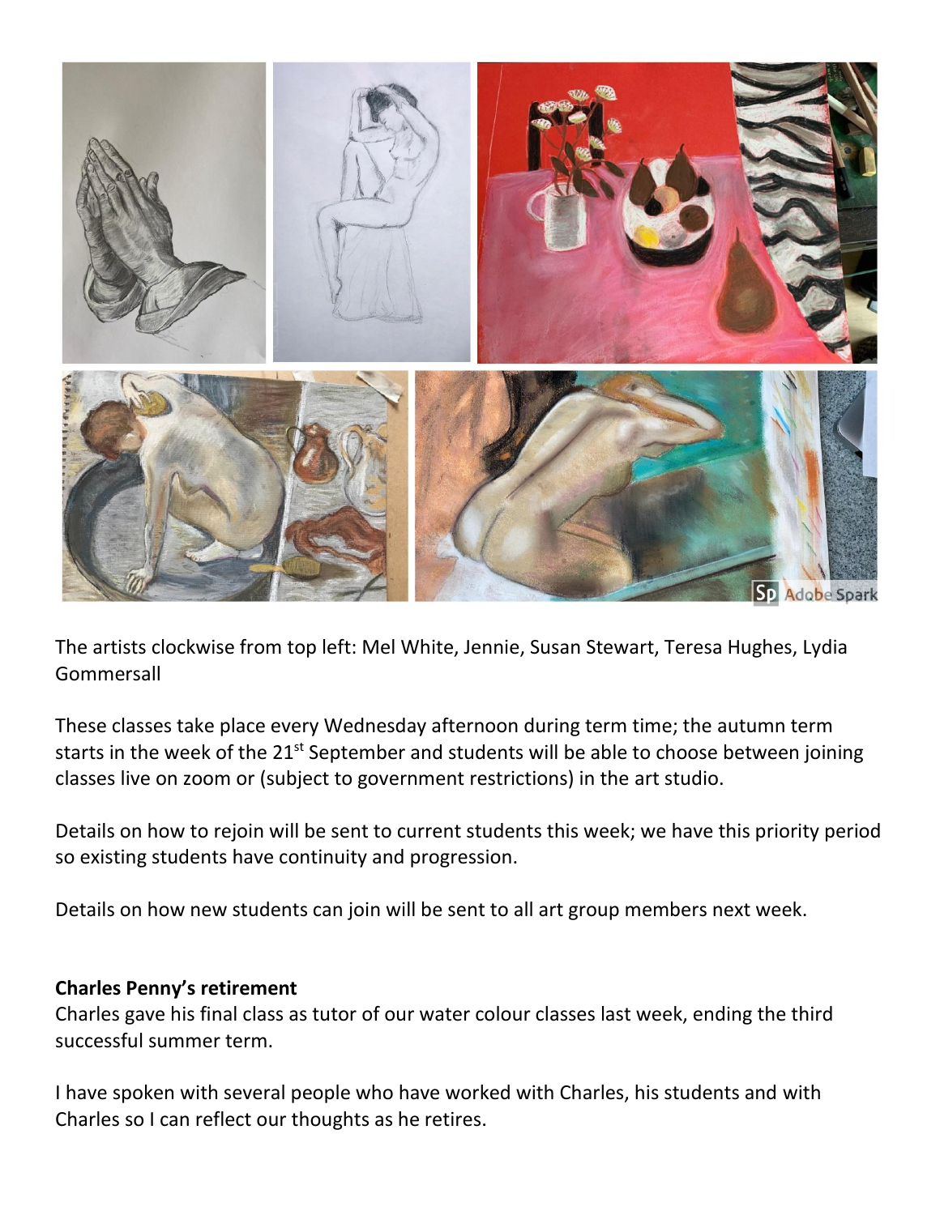The artists clockwise from top left: Mel White, Jennie, Susan Stewart, Teresa Hughes, Lydia Gommersall

These classes take place every Wednesday afternoon during term time; the autumn term starts in the week of the 21st September and students will be able to choose between joining classes live on zoom or (subject to government restrictions) in the art studio.

Details on how to rejoin will be sent to current students this week; we have this priority period so existing students have continuity and progression.

Details on how new students can join will be sent to all art group members next week.

**Charles Penny's retirement**

Charles gave his final class as tutor of our water colour classes last week, ending the third successful summer term.

I have spoken with several people who have worked with Charles, his students and with Charles so I can reflect our thoughts as he retires.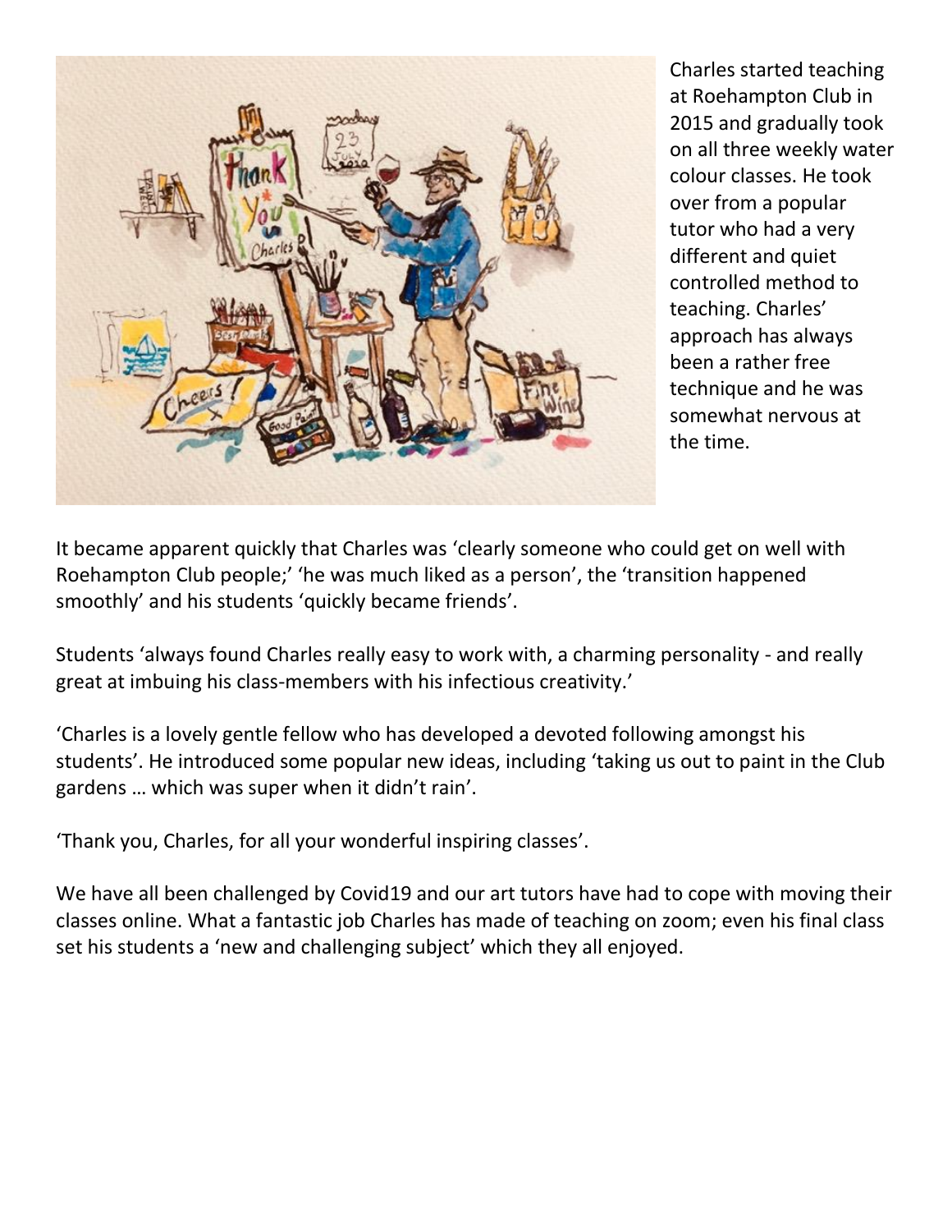Charles started teaching at Roehampton Club in 2015 and gradually took on all three weekly water colour classes. He took over from a popular tutor who had a very different and quiet controlled method to teaching. Charles' approach has always been a rather free technique and he was somewhat nervous at the time.

It became apparent quickly that Charles was 'clearly someone who could get on well with Roehampton Club people;' 'he was much liked as a person', the 'transition happened smoothly' and his students 'quickly became friends'.

Students 'always found Charles really easy to work with, a charming personality - and really great at imbuing his class-members with his infectious creativity.'

'Charles is a lovely gentle fellow who has developed a devoted following amongst his students'. He introduced some popular new ideas, including 'taking us out to paint in the Club gardens … which was super when it didn't rain'.

'Thank you, Charles, for all your wonderful inspiring classes'.

We have all been challenged by Covid19 and our art tutors have had to cope with moving their classes online. What a fantastic job Charles has made of teaching on zoom; even his final class set his students a 'new and challenging subject' which they all enjoyed.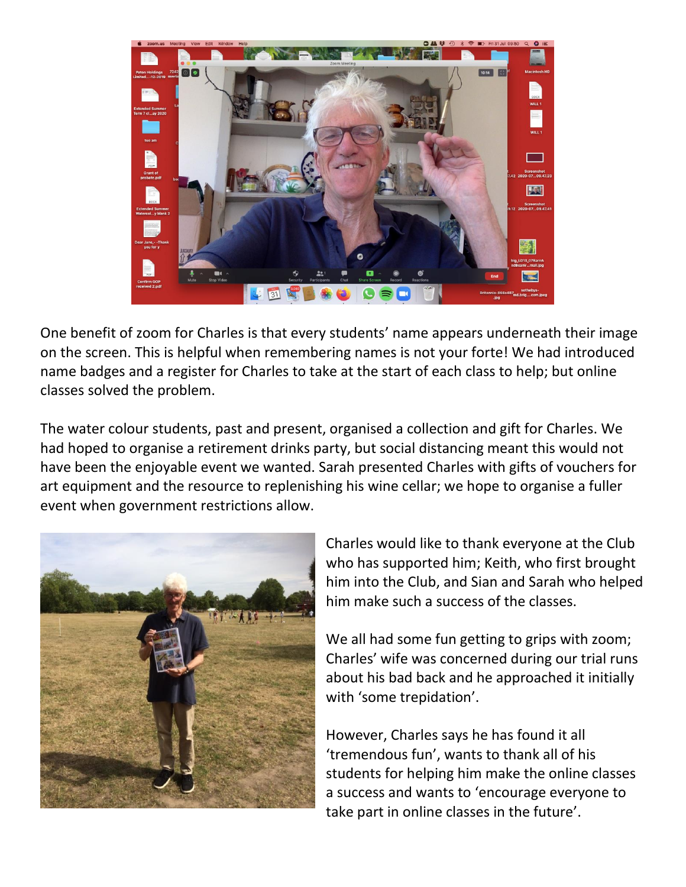One benefit of zoom for Charles is that every students' name appears underneath their image on the screen. This is helpful when remembering names is not your forte! We had introduced name badges and a register for Charles to take at the start of each class to help; but online classes solved the problem.

The water colour students, past and present, organised a collection and gift for Charles. We had hoped to organise a retirement drinks party, but social distancing meant this would not have been the enjoyable event we wanted. Sarah presented Charles with gifts of vouchers for art equipment and the resource to replenishing his wine cellar; we hope to organise a fuller event when government restrictions allow.

Charles would like to thank everyone at the Club who has supported him; Keith, who first brought him into the Club, and Sian and Sarah who helped him make such a success of the classes.

We all had some fun getting to grips with zoom; Charles' wife was concerned during our trial runs about his bad back and he approached it initially with 'some trepidation'.

However, Charles says he has found it all 'tremendous fun', wants to thank all of his students for helping him make the online classes a success and wants to 'encourage everyone to take part in online classes in the future'.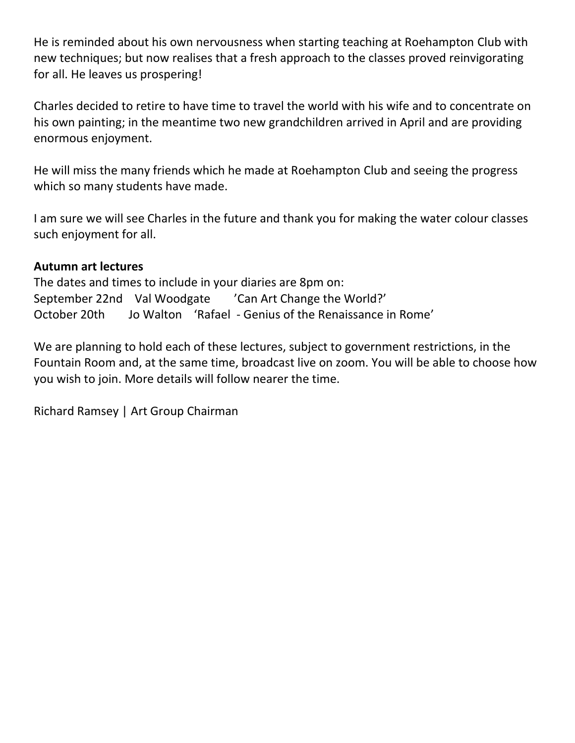He is reminded about his own nervousness when starting teaching at Roehampton Club with new techniques; but now realises that a fresh approach to the classes proved reinvigorating for all. He leaves us prospering!

Charles decided to retire to have time to travel the world with his wife and to concentrate on his own painting; in the meantime two new grandchildren arrived in April and are providing enormous enjoyment.

He will miss the many friends which he made at Roehampton Club and seeing the progress which so many students have made.

I am sure we will see Charles in the future and thank you for making the water colour classes such enjoyment for all.

**Autumn art lectures**

The dates and times to include in your diaries are 8pm on:
September 22nd Val Woodgate ’Can Art Change the World?’
October 20th Jo Walton ‘Rafael - Genius of the Renaissance in Rome’

We are planning to hold each of these lectures, subject to government restrictions, in the Fountain Room and, at the same time, broadcast live on zoom. You will be able to choose how you wish to join. More details will follow nearer the time.

Richard Ramsey | Art Group Chairman